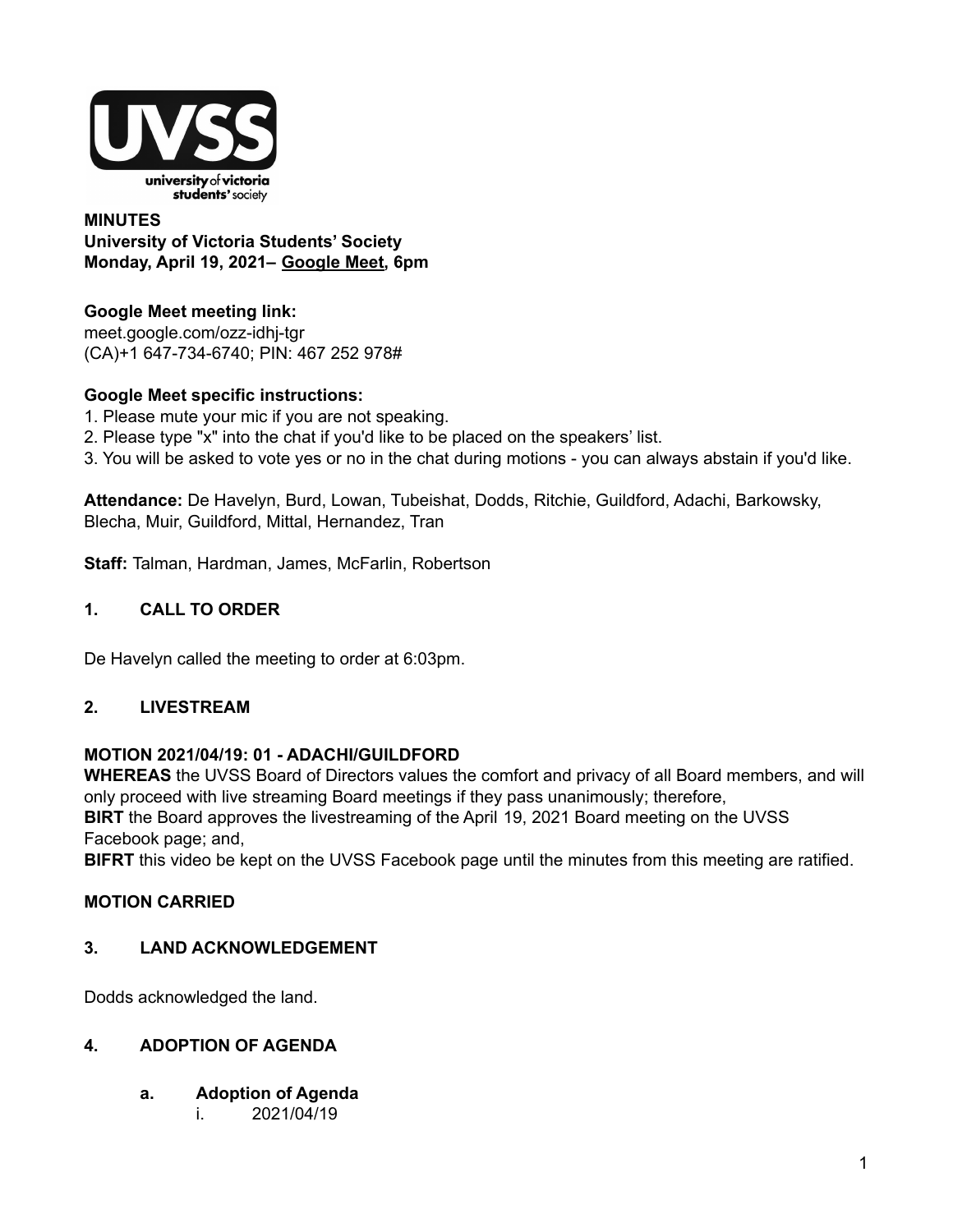**MINUTES**
**University of Victoria Students' Society**
**Monday, April 19, 2021– Google Meet, 6pm**

**Google Meet meeting link:**
meet.google.com/ozz-idhj-tgr
(CA)+1 647-734-6740; PIN: 467 252 978#

**Google Meet specific instructions:**
1. Please mute your mic if you are not speaking.
2. Please type "x" into the chat if you'd like to be placed on the speakers' list.
3. You will be asked to vote yes or no in the chat during motions - you can always abstain if you'd like.

**Attendance:** De Havelyn, Burd, Lowan, Tubeishat, Dodds, Ritchie, Guildford, Adachi, Barkowsky, Blecha, Muir, Guildford, Mittal, Hernandez, Tran

**Staff:** Talman, Hardman, James, McFarlin, Robertson

## 1. CALL TO ORDER

De Havelyn called the meeting to order at 6:03pm.

## 2. LIVESTREAM

**MOTION 2021/04/19: 01 - ADACHI/GUILDFORD**
**WHEREAS** the UVSS Board of Directors values the comfort and privacy of all Board members, and will only proceed with live streaming Board meetings if they pass unanimously; therefore,
**BIRT** the Board approves the livestreaming of the April 19, 2021 Board meeting on the UVSS Facebook page; and,
**BIFRT** this video be kept on the UVSS Facebook page until the minutes from this meeting are ratified.

**MOTION CARRIED**

## 3. LAND ACKNOWLEDGEMENT

Dodds acknowledged the land.

## 4. ADOPTION OF AGENDA

### a. Adoption of Agenda

i. 2021/04/19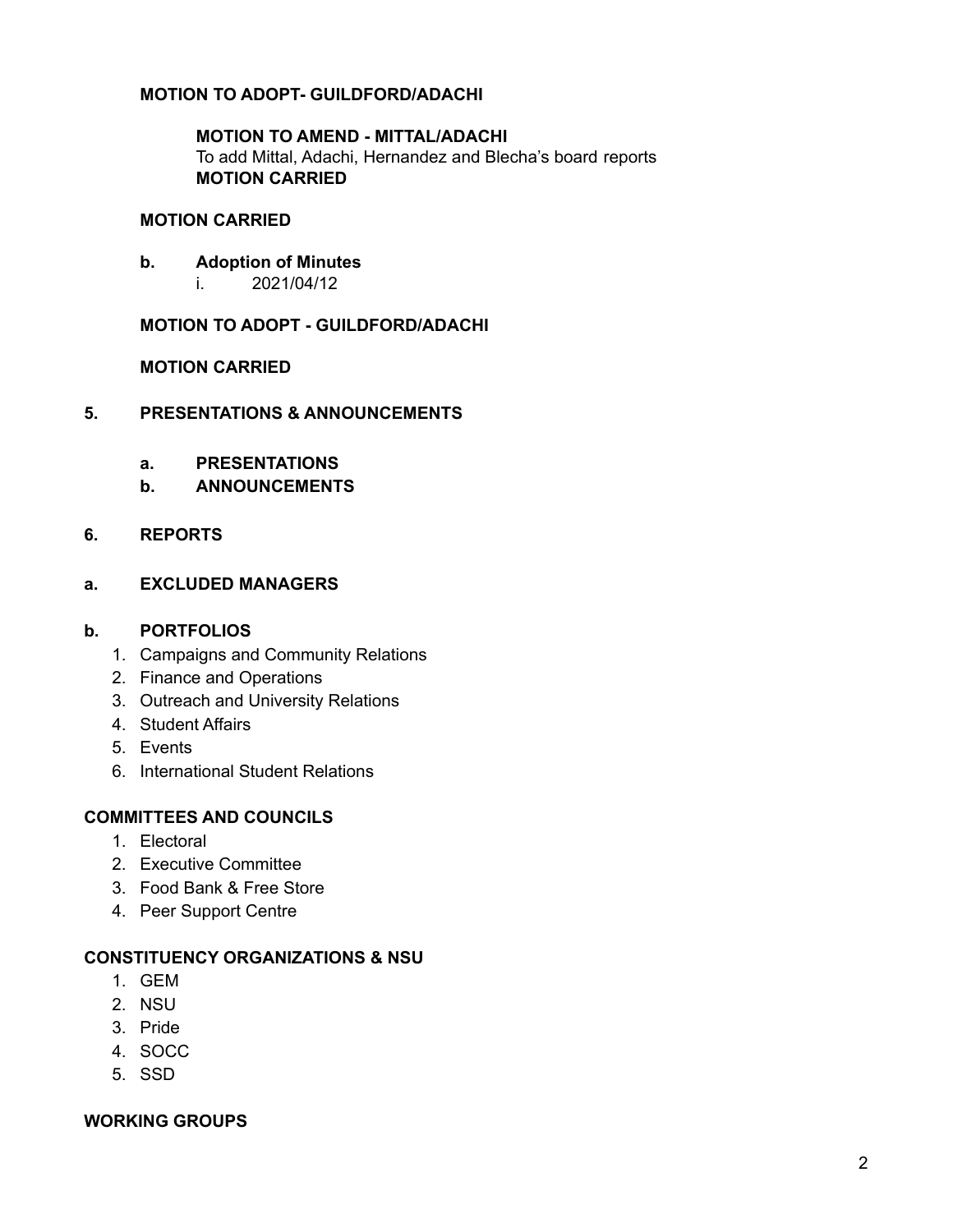**MOTION TO ADOPT- GUILDFORD/ADACHI**

**MOTION TO AMEND - MITTAL/ADACHI**
To add Mittal, Adachi, Hernandez and Blecha's board reports
**MOTION CARRIED**

**MOTION CARRIED**

**b. Adoption of Minutes**
i. 2021/04/12

**MOTION TO ADOPT - GUILDFORD/ADACHI**

**MOTION CARRIED**

## 5. PRESENTATIONS & ANNOUNCEMENTS

**a. PRESENTATIONS**

**b. ANNOUNCEMENTS**

## 6. REPORTS

### a. EXCLUDED MANAGERS

### b. PORTFOLIOS

1. Campaigns and Community Relations
2. Finance and Operations
3. Outreach and University Relations
4. Student Affairs
5. Events
6. International Student Relations

### COMMITTEES AND COUNCILS

1. Electoral
2. Executive Committee
3. Food Bank & Free Store
4. Peer Support Centre

### CONSTITUENCY ORGANIZATIONS & NSU

1. GEM
2. NSU
3. Pride
4. SOCC
5. SSD

### WORKING GROUPS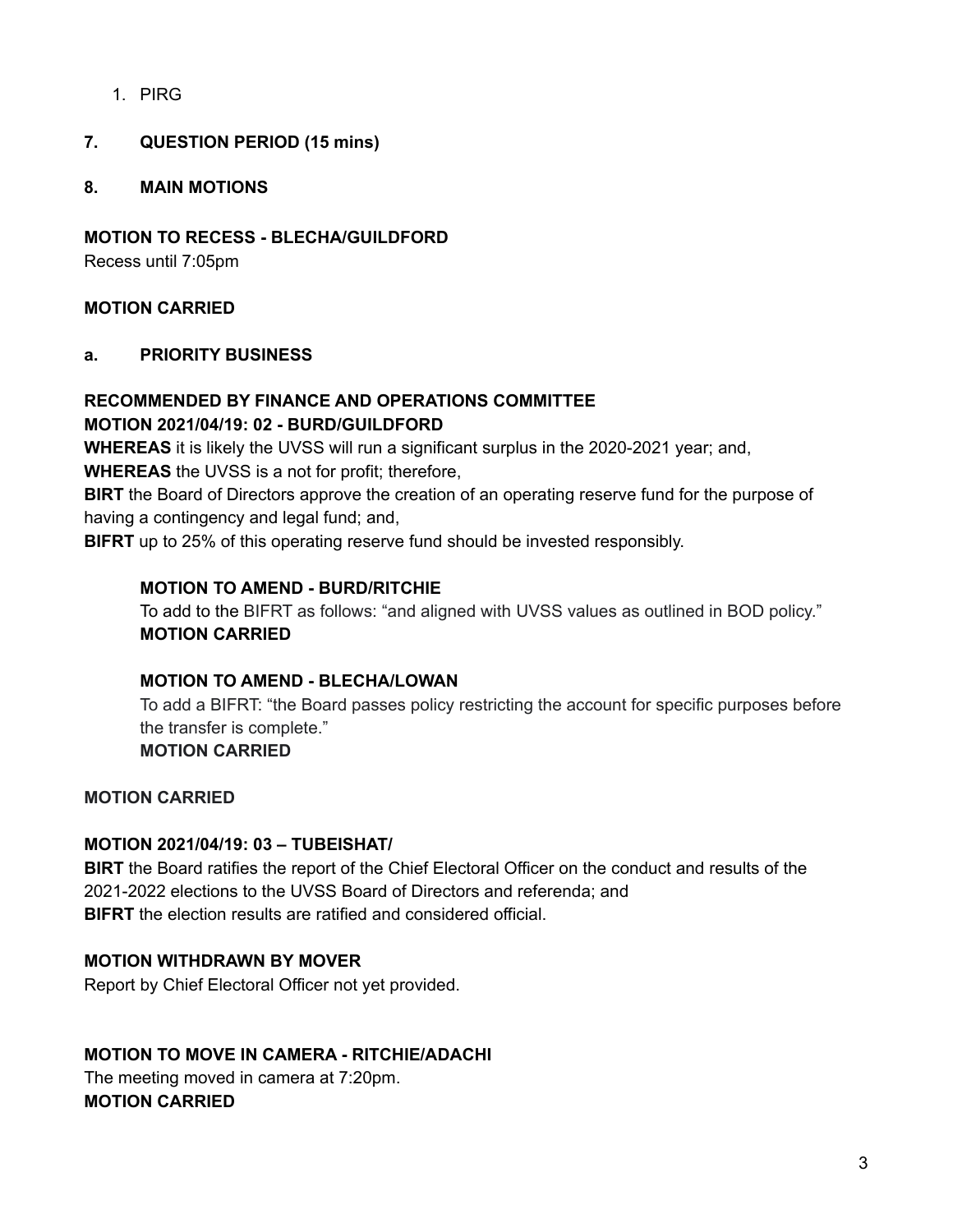1. PIRG

**7. QUESTION PERIOD (15 mins)**

**8. MAIN MOTIONS**

**MOTION TO RECESS - BLECHA/GUILDFORD**

Recess until 7:05pm

**MOTION CARRIED**

**a. PRIORITY BUSINESS**

**RECOMMENDED BY FINANCE AND OPERATIONS COMMITTEE**
**MOTION 2021/04/19: 02 - BURD/GUILDFORD**

**WHEREAS** it is likely the UVSS will run a significant surplus in the 2020-2021 year; and,
**WHEREAS** the UVSS is a not for profit; therefore,
**BIRT** the Board of Directors approve the creation of an operating reserve fund for the purpose of having a contingency and legal fund; and,
**BIFRT** up to 25% of this operating reserve fund should be invested responsibly.

> **MOTION TO AMEND - BURD/RITCHIE**
> To add to the BIFRT as follows: "and aligned with UVSS values as outlined in BOD policy."
> **MOTION CARRIED**
>
> **MOTION TO AMEND - BLECHA/LOWAN**
> To add a BIFRT: "the Board passes policy restricting the account for specific purposes before the transfer is complete."
> **MOTION CARRIED**

**MOTION CARRIED**

**MOTION 2021/04/19: 03 – TUBEISHAT/**

**BIRT** the Board ratifies the report of the Chief Electoral Officer on the conduct and results of the 2021-2022 elections to the UVSS Board of Directors and referenda; and
**BIFRT** the election results are ratified and considered official.

**MOTION WITHDRAWN BY MOVER**

Report by Chief Electoral Officer not yet provided.

**MOTION TO MOVE IN CAMERA - RITCHIE/ADACHI**

The meeting moved in camera at 7:20pm.
**MOTION CARRIED**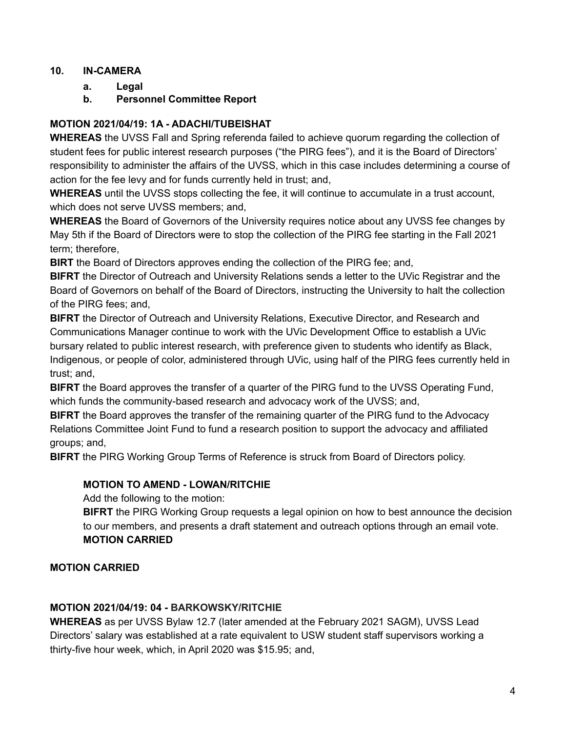**10. IN-CAMERA**

   **a. Legal**

   **b. Personnel Committee Report**

**MOTION 2021/04/19: 1A - ADACHI/TUBEISHAT**

**WHEREAS** the UVSS Fall and Spring referenda failed to achieve quorum regarding the collection of student fees for public interest research purposes ("the PIRG fees"), and it is the Board of Directors' responsibility to administer the affairs of the UVSS, which in this case includes determining a course of action for the fee levy and for funds currently held in trust; and,

**WHEREAS** until the UVSS stops collecting the fee, it will continue to accumulate in a trust account, which does not serve UVSS members; and,

**WHEREAS** the Board of Governors of the University requires notice about any UVSS fee changes by May 5th if the Board of Directors were to stop the collection of the PIRG fee starting in the Fall 2021 term; therefore,

**BIRT** the Board of Directors approves ending the collection of the PIRG fee; and,

**BIFRT** the Director of Outreach and University Relations sends a letter to the UVic Registrar and the Board of Governors on behalf of the Board of Directors, instructing the University to halt the collection of the PIRG fees; and,

**BIFRT** the Director of Outreach and University Relations, Executive Director, and Research and Communications Manager continue to work with the UVic Development Office to establish a UVic bursary related to public interest research, with preference given to students who identify as Black, Indigenous, or people of color, administered through UVic, using half of the PIRG fees currently held in trust; and,

**BIFRT** the Board approves the transfer of a quarter of the PIRG fund to the UVSS Operating Fund, which funds the community-based research and advocacy work of the UVSS; and,

**BIFRT** the Board approves the transfer of the remaining quarter of the PIRG fund to the Advocacy Relations Committee Joint Fund to fund a research position to support the advocacy and affiliated groups; and,

**BIFRT** the PIRG Working Group Terms of Reference is struck from Board of Directors policy.

> **MOTION TO AMEND - LOWAN/RITCHIE**
>
> Add the following to the motion:
>
> **BIFRT** the PIRG Working Group requests a legal opinion on how to best announce the decision to our members, and presents a draft statement and outreach options through an email vote.
>
> **MOTION CARRIED**

**MOTION CARRIED**

**MOTION 2021/04/19: 04 - BARKOWSKY/RITCHIE**

**WHEREAS** as per UVSS Bylaw 12.7 (later amended at the February 2021 SAGM), UVSS Lead Directors' salary was established at a rate equivalent to USW student staff supervisors working a thirty-five hour week, which, in April 2020 was $15.95; and,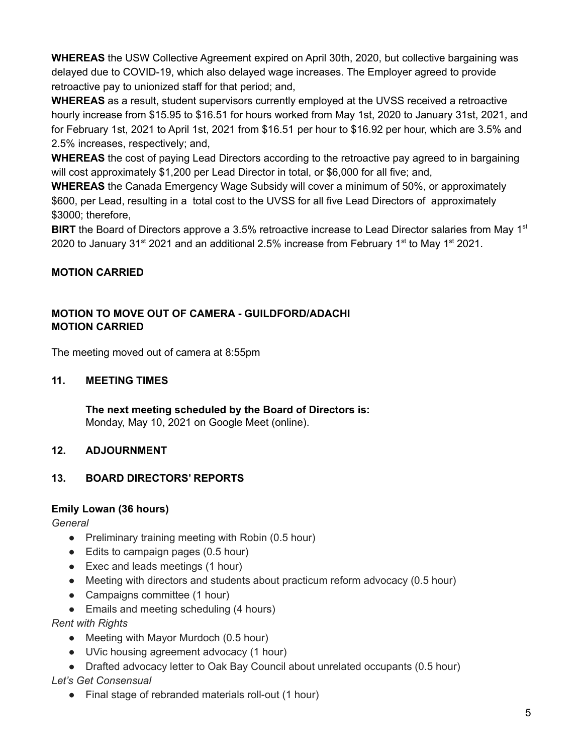**WHEREAS** the USW Collective Agreement expired on April 30th, 2020, but collective bargaining was delayed due to COVID-19, which also delayed wage increases. The Employer agreed to provide retroactive pay to unionized staff for that period; and,

**WHEREAS** as a result, student supervisors currently employed at the UVSS received a retroactive hourly increase from $15.95 to $16.51 for hours worked from May 1st, 2020 to January 31st, 2021, and for February 1st, 2021 to April 1st, 2021 from $16.51 per hour to $16.92 per hour, which are 3.5% and 2.5% increases, respectively; and,

**WHEREAS** the cost of paying Lead Directors according to the retroactive pay agreed to in bargaining will cost approximately $1,200 per Lead Director in total, or $6,000 for all five; and,

**WHEREAS** the Canada Emergency Wage Subsidy will cover a minimum of 50%, or approximately $600, per Lead, resulting in a total cost to the UVSS for all five Lead Directors of approximately $3000; therefore,

**BIRT** the Board of Directors approve a 3.5% retroactive increase to Lead Director salaries from May 1st 2020 to January 31st 2021 and an additional 2.5% increase from February 1st to May 1st 2021.

**MOTION CARRIED**

**MOTION TO MOVE OUT OF CAMERA - GUILDFORD/ADACHI**
**MOTION CARRIED**

The meeting moved out of camera at 8:55pm

## 11. MEETING TIMES

**The next meeting scheduled by the Board of Directors is:**
Monday, May 10, 2021 on Google Meet (online).

## 12. ADJOURNMENT

## 13. BOARD DIRECTORS' REPORTS

**Emily Lowan (36 hours)**

*General*

- Preliminary training meeting with Robin (0.5 hour)
- Edits to campaign pages (0.5 hour)
- Exec and leads meetings (1 hour)
- Meeting with directors and students about practicum reform advocacy (0.5 hour)
- Campaigns committee (1 hour)
- Emails and meeting scheduling (4 hours)

*Rent with Rights*

- Meeting with Mayor Murdoch (0.5 hour)
- UVic housing agreement advocacy (1 hour)
- Drafted advocacy letter to Oak Bay Council about unrelated occupants (0.5 hour)

*Let's Get Consensual*

- Final stage of rebranded materials roll-out (1 hour)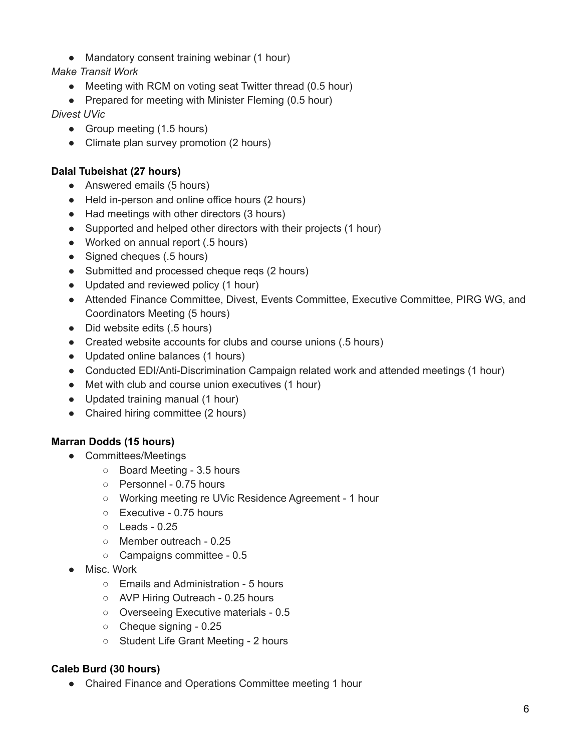- Mandatory consent training webinar (1 hour)

*Make Transit Work*

- Meeting with RCM on voting seat Twitter thread (0.5 hour)
- Prepared for meeting with Minister Fleming (0.5 hour)

*Divest UVic*

- Group meeting (1.5 hours)
- Climate plan survey promotion (2 hours)

**Dalal Tubeishat (27 hours)**

- Answered emails (5 hours)
- Held in-person and online office hours (2 hours)
- Had meetings with other directors (3 hours)
- Supported and helped other directors with their projects (1 hour)
- Worked on annual report (.5 hours)
- Signed cheques (.5 hours)
- Submitted and processed cheque reqs (2 hours)
- Updated and reviewed policy (1 hour)
- Attended Finance Committee, Divest, Events Committee, Executive Committee, PIRG WG, and Coordinators Meeting (5 hours)
- Did website edits (.5 hours)
- Created website accounts for clubs and course unions (.5 hours)
- Updated online balances (1 hours)
- Conducted EDI/Anti-Discrimination Campaign related work and attended meetings (1 hour)
- Met with club and course union executives (1 hour)
- Updated training manual (1 hour)
- Chaired hiring committee (2 hours)

**Marran Dodds (15 hours)**

- Committees/Meetings
    - Board Meeting - 3.5 hours
    - Personnel - 0.75 hours
    - Working meeting re UVic Residence Agreement - 1 hour
    - Executive - 0.75 hours
    - Leads - 0.25
    - Member outreach - 0.25
    - Campaigns committee - 0.5
- Misc. Work
    - Emails and Administration - 5 hours
    - AVP Hiring Outreach - 0.25 hours
    - Overseeing Executive materials - 0.5
    - Cheque signing - 0.25
    - Student Life Grant Meeting - 2 hours

**Caleb Burd (30 hours)**

- Chaired Finance and Operations Committee meeting 1 hour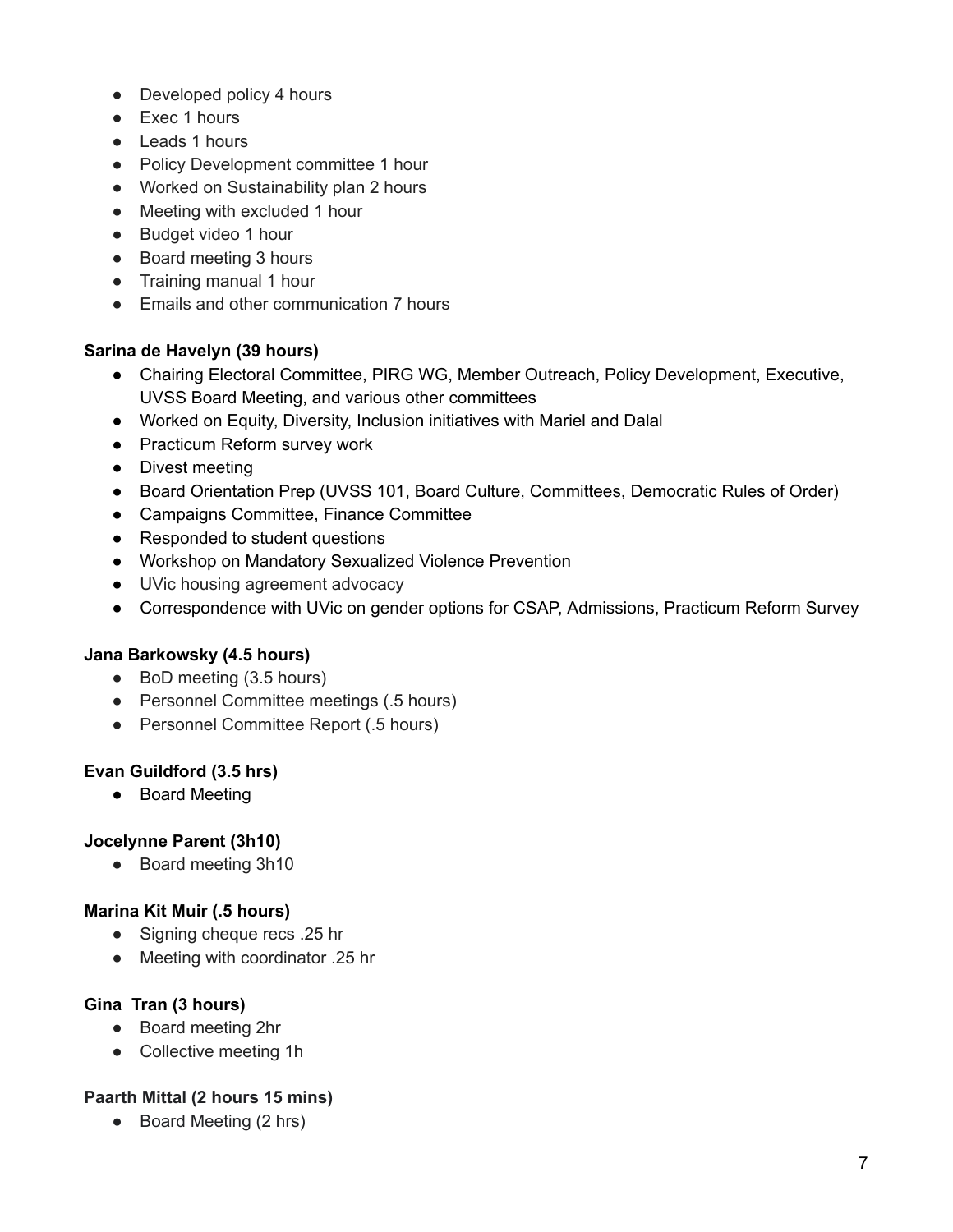- Developed policy 4 hours
- Exec 1 hours
- Leads 1 hours
- Policy Development committee 1 hour
- Worked on Sustainability plan 2 hours
- Meeting with excluded 1 hour
- Budget video 1 hour
- Board meeting 3 hours
- Training manual 1 hour
- Emails and other communication 7 hours

**Sarina de Havelyn (39 hours)**

- Chairing Electoral Committee, PIRG WG, Member Outreach, Policy Development, Executive, UVSS Board Meeting, and various other committees
- Worked on Equity, Diversity, Inclusion initiatives with Mariel and Dalal
- Practicum Reform survey work
- Divest meeting
- Board Orientation Prep (UVSS 101, Board Culture, Committees, Democratic Rules of Order)
- Campaigns Committee, Finance Committee
- Responded to student questions
- Workshop on Mandatory Sexualized Violence Prevention
- UVic housing agreement advocacy
- Correspondence with UVic on gender options for CSAP, Admissions, Practicum Reform Survey

**Jana Barkowsky (4.5 hours)**

- BoD meeting (3.5 hours)
- Personnel Committee meetings (.5 hours)
- Personnel Committee Report (.5 hours)

**Evan Guildford (3.5 hrs)**

- Board Meeting

**Jocelynne Parent (3h10)**

- Board meeting 3h10

**Marina Kit Muir (.5 hours)**

- Signing cheque recs .25 hr
- Meeting with coordinator .25 hr

**Gina Tran (3 hours)**

- Board meeting 2hr
- Collective meeting 1h

**Paarth Mittal (2 hours 15 mins)**

- Board Meeting (2 hrs)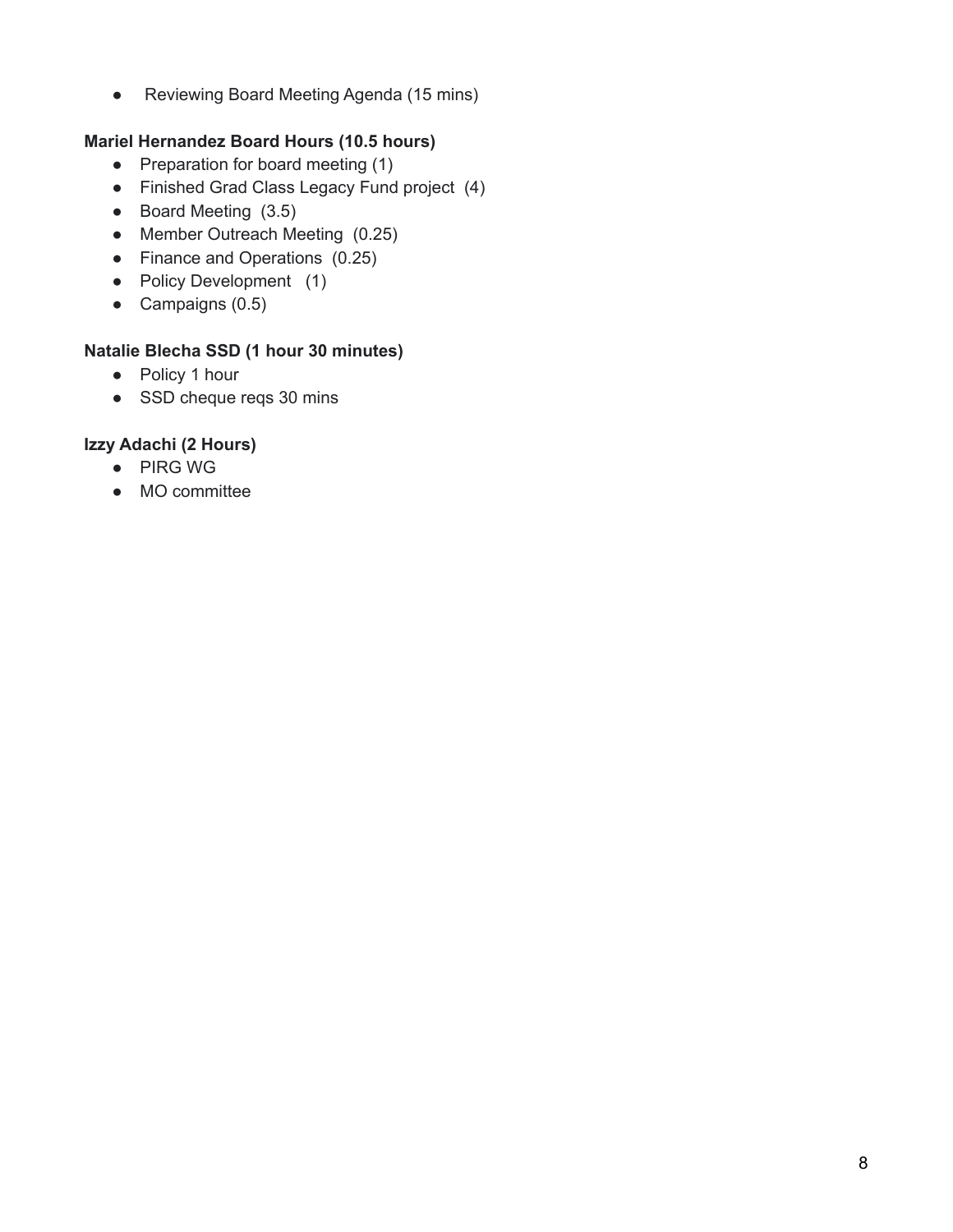- Reviewing Board Meeting Agenda (15 mins)

**Mariel Hernandez Board Hours (10.5 hours)**

- Preparation for board meeting (1)
- Finished Grad Class Legacy Fund project (4)
- Board Meeting (3.5)
- Member Outreach Meeting (0.25)
- Finance and Operations (0.25)
- Policy Development (1)
- Campaigns (0.5)

**Natalie Blecha SSD (1 hour 30 minutes)**

- Policy 1 hour
- SSD cheque reqs 30 mins

**Izzy Adachi (2 Hours)**

- PIRG WG
- MO committee